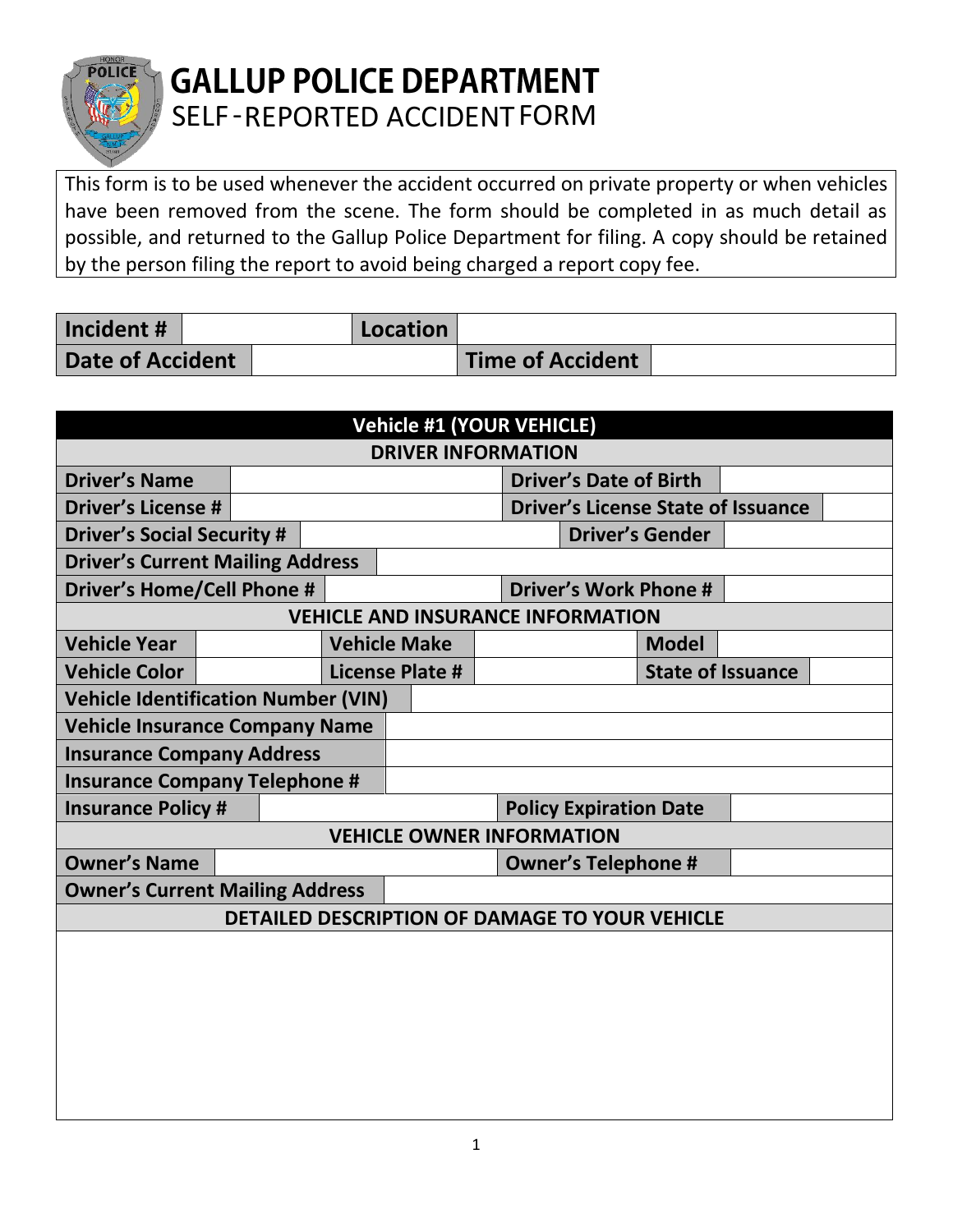# GALLUP POLICE DEPARTMENT

## SELF-REPORTED ACCIDENT FORM

This form is to be used whenever the accident occurred on private property or when vehicles have been removed from the scene. The form should be completed in as much detail as possible, and returned to the Gallup Police Department for filing. A copy should be retained by the person filing the report to avoid being charged a report copy fee.

| **Incident #** | | **Location** | |
|---|---|---|---|
| **Date of Accident** | | **Time of Accident** | |

| **Vehicle #1 (YOUR VEHICLE)** | | | | | |
|---|---|---|---|---|---|
| **DRIVER INFORMATION** | | | | | |
| **Driver's Name** | | | **Driver's Date of Birth** | | |
| **Driver's License #** | | | **Driver's License State of Issuance** | | |
| **Driver's Social Security #** | | | **Driver's Gender** | | |
| **Driver's Current Mailing Address** | | | | | |
| **Driver's Home/Cell Phone #** | | | **Driver's Work Phone #** | | |
| **VEHICLE AND INSURANCE INFORMATION** | | | | | |
| **Vehicle Year** | | **Vehicle Make** | | **Model** | |
| **Vehicle Color** | | **License Plate #** | | **State of Issuance** | |
| **Vehicle Identification Number (VIN)** | | | | | |
| **Vehicle Insurance Company Name** | | | | | |
| **Insurance Company Address** | | | | | |
| **Insurance Company Telephone #** | | | | | |
| **Insurance Policy #** | | | **Policy Expiration Date** | | |
| **VEHICLE OWNER INFORMATION** | | | | | |
| **Owner's Name** | | | **Owner's Telephone #** | | |
| **Owner's Current Mailing Address** | | | | | |
| **DETAILED DESCRIPTION OF DAMAGE TO YOUR VEHICLE** | | | | | |
| | | | | | |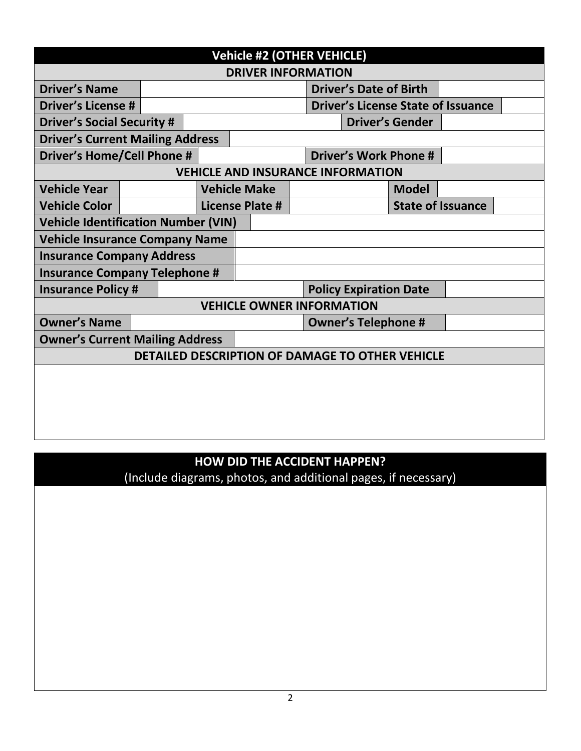## Vehicle #2 (OTHER VEHICLE)

### DRIVER INFORMATION

| Driver's Name | | Driver's Date of Birth | |
|---|---|---|---|
| Driver's License # | | Driver's License State of Issuance | |
| Driver's Social Security # | | Driver's Gender | |
| Driver's Current Mailing Address | | | |
| Driver's Home/Cell Phone # | | Driver's Work Phone # | |

### VEHICLE AND INSURANCE INFORMATION

| Vehicle Year | | Vehicle Make | | Model | |
|---|---|---|---|---|---|
| Vehicle Color | | License Plate # | | State of Issuance | |
| Vehicle Identification Number (VIN) | | | | | |
| Vehicle Insurance Company Name | | | | | |
| Insurance Company Address | | | | | |
| Insurance Company Telephone # | | | | | |
| Insurance Policy # | | Policy Expiration Date | | | |

### VEHICLE OWNER INFORMATION

| Owner's Name | | Owner's Telephone # | |
|---|---|---|---|
| Owner's Current Mailing Address | | | |

### DETAILED DESCRIPTION OF DAMAGE TO OTHER VEHICLE

## HOW DID THE ACCIDENT HAPPEN?

(Include diagrams, photos, and additional pages, if necessary)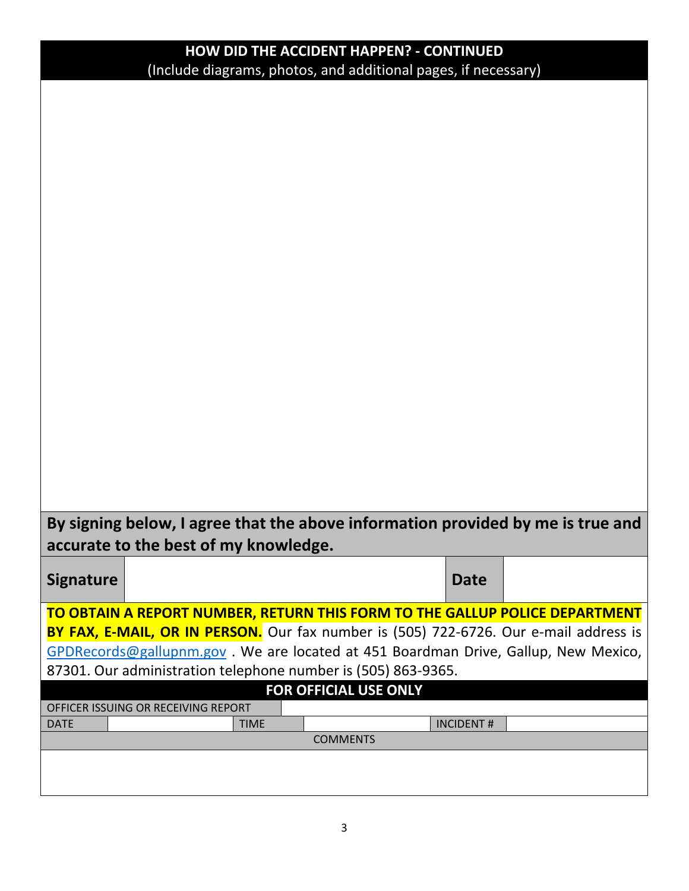## HOW DID THE ACCIDENT HAPPEN? - CONTINUED

(Include diagrams, photos, and additional pages, if necessary)

**By signing below, I agree that the above information provided by me is true and accurate to the best of my knowledge.**

| | | | |
|---|---|---|---|
| **Signature** | | **Date** | |

**TO OBTAIN A REPORT NUMBER, RETURN THIS FORM TO THE GALLUP POLICE DEPARTMENT BY FAX, E-MAIL, OR IN PERSON.** Our fax number is (505) 722-6726. Our e-mail address is GPDRecords@gallupnm.gov . We are located at 451 Boardman Drive, Gallup, New Mexico, 87301. Our administration telephone number is (505) 863-9365.

### FOR OFFICIAL USE ONLY

| | | | | | |
|---|---|---|---|---|---|
| OFFICER ISSUING OR RECEIVING REPORT | | | | | |
| DATE | | TIME | | INCIDENT # | |
| COMMENTS | | | | | |
| | | | | | |